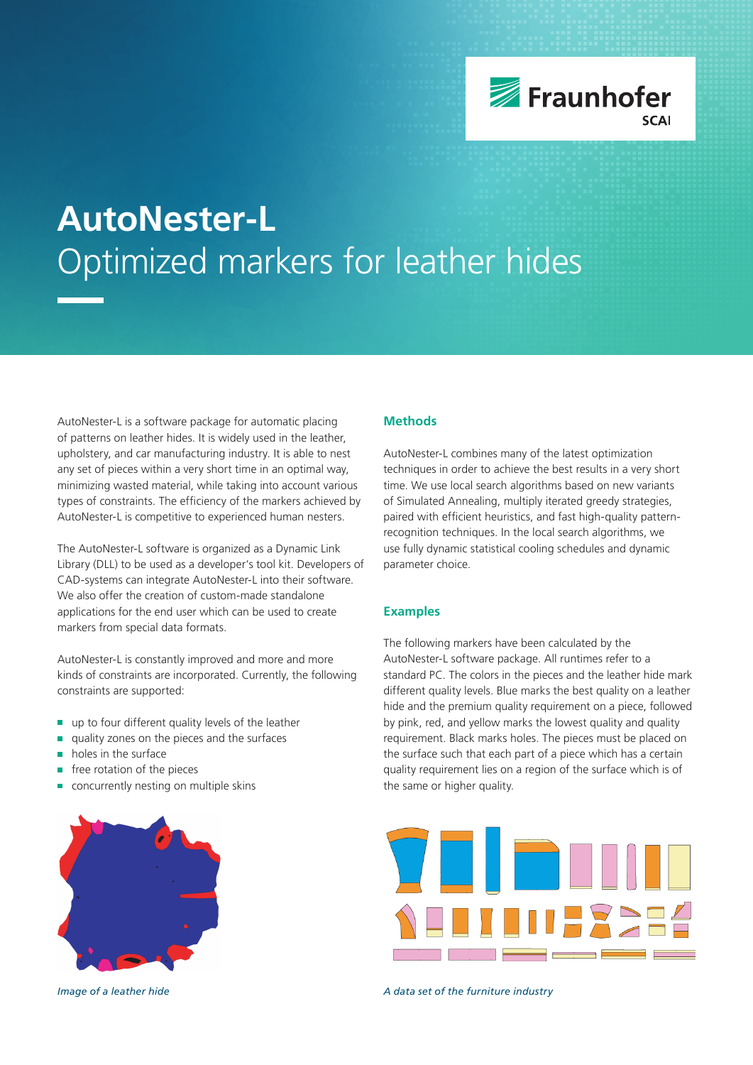# AutoNester-L

## Optimized markers for leather hides

AutoNester-L is a software package for automatic placing of patterns on leather hides. It is widely used in the leather, upholstery, and car manufacturing industry. It is able to nest any set of pieces within a very short time in an optimal way, minimizing wasted material, while taking into account various types of constraints. The efficiency of the markers achieved by AutoNester-L is competitive to experienced human nesters.

The AutoNester-L software is organized as a Dynamic Link Library (DLL) to be used as a developer's tool kit. Developers of CAD-systems can integrate AutoNester-L into their software. We also offer the creation of custom-made standalone applications for the end user which can be used to create markers from special data formats.

AutoNester-L is constantly improved and more and more kinds of constraints are incorporated. Currently, the following constraints are supported:

- up to four different quality levels of the leather
- quality zones on the pieces and the surfaces
- holes in the surface
- free rotation of the pieces
- concurrently nesting on multiple skins

*Image of a leather hide*

### Methods

AutoNester-L combines many of the latest optimization techniques in order to achieve the best results in a very short time. We use local search algorithms based on new variants of Simulated Annealing, multiply iterated greedy strategies, paired with efficient heuristics, and fast high-quality pattern-recognition techniques. In the local search algorithms, we use fully dynamic statistical cooling schedules and dynamic parameter choice.

### Examples

The following markers have been calculated by the AutoNester-L software package. All runtimes refer to a standard PC. The colors in the pieces and the leather hide mark different quality levels. Blue marks the best quality on a leather hide and the premium quality requirement on a piece, followed by pink, red, and yellow marks the lowest quality and quality requirement. Black marks holes. The pieces must be placed on the surface such that each part of a piece which has a certain quality requirement lies on a region of the surface which is of the same or higher quality.

*A data set of the furniture industry*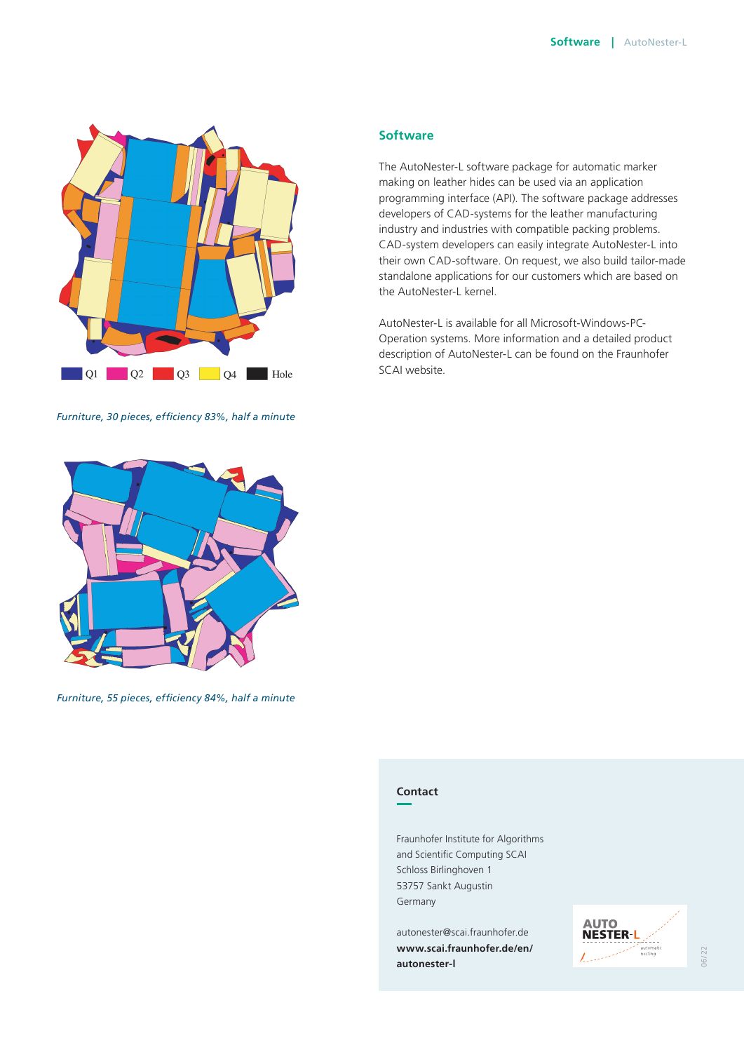Q1 Q2 Q3 Q4 Hole

*Furniture, 30 pieces, efficiency 83%, half a minute*

*Furniture, 55 pieces, efficiency 84%, half a minute*

## Software

The AutoNester-L software package for automatic marker making on leather hides can be used via an application programming interface (API). The software package addresses developers of CAD-systems for the leather manufacturing industry and industries with compatible packing problems. CAD-system developers can easily integrate AutoNester-L into their own CAD-software. On request, we also build tailor-made standalone applications for our customers which are based on the AutoNester-L kernel.

AutoNester-L is available for all Microsoft-Windows-PC-Operation systems. More information and a detailed product description of AutoNester-L can be found on the Fraunhofer SCAI website.

### Contact

Fraunhofer Institute for Algorithms
and Scientific Computing SCAI
Schloss Birlinghoven 1
53757 Sankt Augustin
Germany

autonester@scai.fraunhofer.de
**www.scai.fraunhofer.de/en/autonester-l**

AUTO NESTER-L automatic nesting

06/22